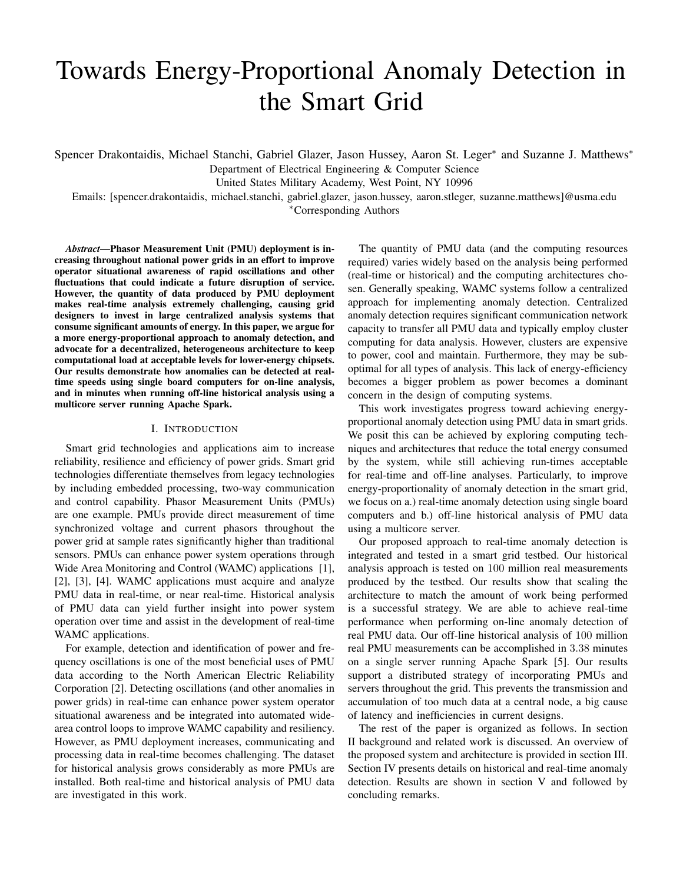# Towards Energy-Proportional Anomaly Detection in the Smart Grid

Spencer Drakontaidis, Michael Stanchi, Gabriel Glazer, Jason Hussey, Aaron St. Leger* and Suzanne J. Matthews*

Department of Electrical Engineering & Computer Science

United States Military Academy, West Point, NY 10996

Emails: [spencer.drakontaidis, michael.stanchi, gabriel.glazer, jason.hussey, aaron.stleger, suzanne.matthews]@usma.edu

*Corresponding Authors

***Abstract*—Phasor Measurement Unit (PMU) deployment is increasing throughout national power grids in an effort to improve operator situational awareness of rapid oscillations and other fluctuations that could indicate a future disruption of service. However, the quantity of data produced by PMU deployment makes real-time analysis extremely challenging, causing grid designers to invest in large centralized analysis systems that consume significant amounts of energy. In this paper, we argue for a more energy-proportional approach to anomaly detection, and advocate for a decentralized, heterogeneous architecture to keep computational load at acceptable levels for lower-energy chipsets. Our results demonstrate how anomalies can be detected at real-time speeds using single board computers for on-line analysis, and in minutes when running off-line historical analysis using a multicore server running Apache Spark.**

## I. Introduction

Smart grid technologies and applications aim to increase reliability, resilience and efficiency of power grids. Smart grid technologies differentiate themselves from legacy technologies by including embedded processing, two-way communication and control capability. Phasor Measurement Units (PMUs) are one example. PMUs provide direct measurement of time synchronized voltage and current phasors throughout the power grid at sample rates significantly higher than traditional sensors. PMUs can enhance power system operations through Wide Area Monitoring and Control (WAMC) applications [1], [2], [3], [4]. WAMC applications must acquire and analyze PMU data in real-time, or near real-time. Historical analysis of PMU data can yield further insight into power system operation over time and assist in the development of real-time WAMC applications.

For example, detection and identification of power and frequency oscillations is one of the most beneficial uses of PMU data according to the North American Electric Reliability Corporation [2]. Detecting oscillations (and other anomalies in power grids) in real-time can enhance power system operator situational awareness and be integrated into automated wide-area control loops to improve WAMC capability and resiliency. However, as PMU deployment increases, communicating and processing data in real-time becomes challenging. The dataset for historical analysis grows considerably as more PMUs are installed. Both real-time and historical analysis of PMU data are investigated in this work.

The quantity of PMU data (and the computing resources required) varies widely based on the analysis being performed (real-time or historical) and the computing architectures chosen. Generally speaking, WAMC systems follow a centralized approach for implementing anomaly detection. Centralized anomaly detection requires significant communication network capacity to transfer all PMU data and typically employ cluster computing for data analysis. However, clusters are expensive to power, cool and maintain. Furthermore, they may be suboptimal for all types of analysis. This lack of energy-efficiency becomes a bigger problem as power becomes a dominant concern in the design of computing systems.

This work investigates progress toward achieving energy-proportional anomaly detection using PMU data in smart grids. We posit this can be achieved by exploring computing techniques and architectures that reduce the total energy consumed by the system, while still achieving run-times acceptable for real-time and off-line analyses. Particularly, to improve energy-proportionality of anomaly detection in the smart grid, we focus on a.) real-time anomaly detection using single board computers and b.) off-line historical analysis of PMU data using a multicore server.

Our proposed approach to real-time anomaly detection is integrated and tested in a smart grid testbed. Our historical analysis approach is tested on 100 million real measurements produced by the testbed. Our results show that scaling the architecture to match the amount of work being performed is a successful strategy. We are able to achieve real-time performance when performing on-line anomaly detection of real PMU data. Our off-line historical analysis of 100 million real PMU measurements can be accomplished in 3.38 minutes on a single server running Apache Spark [5]. Our results support a distributed strategy of incorporating PMUs and servers throughout the grid. This prevents the transmission and accumulation of too much data at a central node, a big cause of latency and inefficiencies in current designs.

The rest of the paper is organized as follows. In section II background and related work is discussed. An overview of the proposed system and architecture is provided in section III. Section IV presents details on historical and real-time anomaly detection. Results are shown in section V and followed by concluding remarks.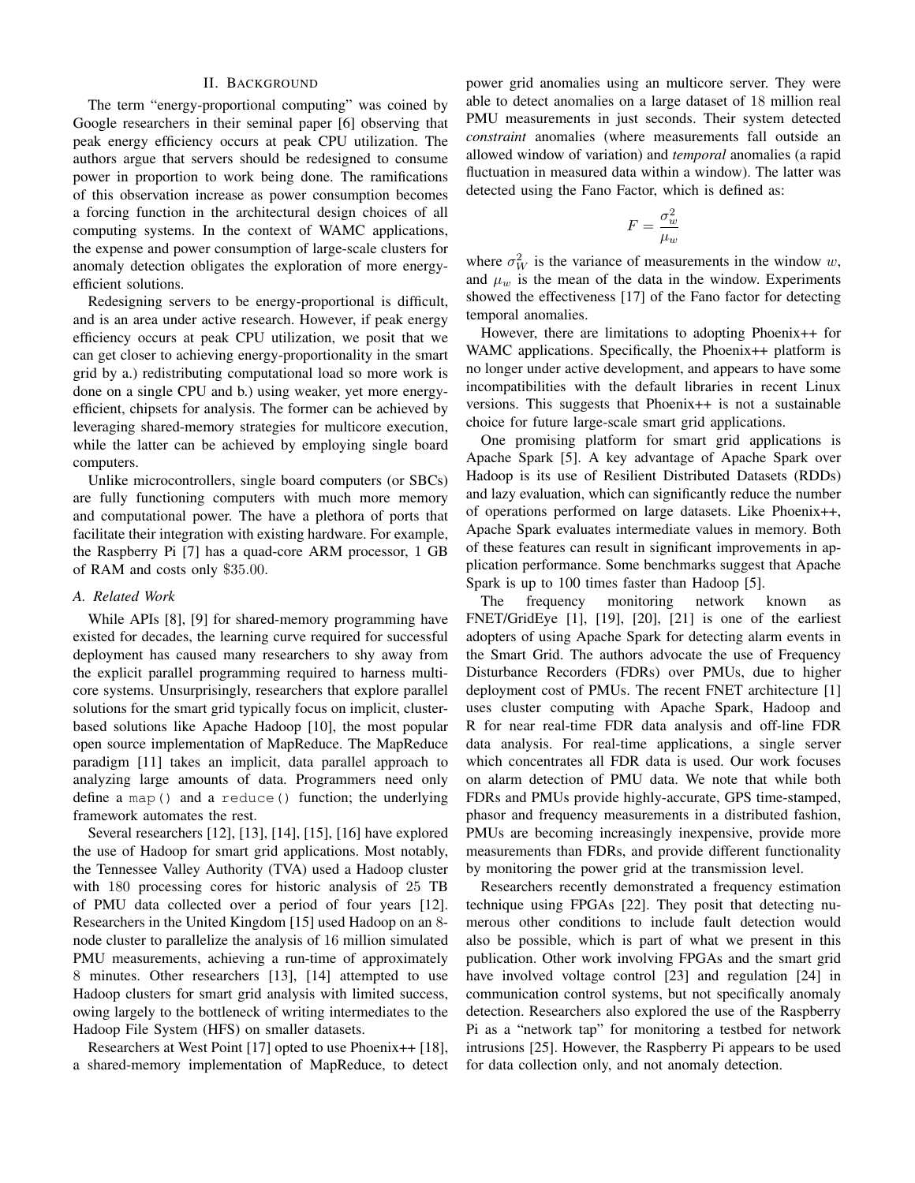## II. Background

The term "energy-proportional computing" was coined by Google researchers in their seminal paper [6] observing that peak energy efficiency occurs at peak CPU utilization. The authors argue that servers should be redesigned to consume power in proportion to work being done. The ramifications of this observation increase as power consumption becomes a forcing function in the architectural design choices of all computing systems. In the context of WAMC applications, the expense and power consumption of large-scale clusters for anomaly detection obligates the exploration of more energy-efficient solutions.

Redesigning servers to be energy-proportional is difficult, and is an area under active research. However, if peak energy efficiency occurs at peak CPU utilization, we posit that we can get closer to achieving energy-proportionality in the smart grid by a.) redistributing computational load so more work is done on a single CPU and b.) using weaker, yet more energy-efficient, chipsets for analysis. The former can be achieved by leveraging shared-memory strategies for multicore execution, while the latter can be achieved by employing single board computers.

Unlike microcontrollers, single board computers (or SBCs) are fully functioning computers with much more memory and computational power. The have a plethora of ports that facilitate their integration with existing hardware. For example, the Raspberry Pi [7] has a quad-core ARM processor, 1 GB of RAM and costs only \$35.00.

### A. Related Work

While APIs [8], [9] for shared-memory programming have existed for decades, the learning curve required for successful deployment has caused many researchers to shy away from the explicit parallel programming required to harness multi-core systems. Unsurprisingly, researchers that explore parallel solutions for the smart grid typically focus on implicit, cluster-based solutions like Apache Hadoop [10], the most popular open source implementation of MapReduce. The MapReduce paradigm [11] takes an implicit, data parallel approach to analyzing large amounts of data. Programmers need only define a `map()` and a `reduce()` function; the underlying framework automates the rest.

Several researchers [12], [13], [14], [15], [16] have explored the use of Hadoop for smart grid applications. Most notably, the Tennessee Valley Authority (TVA) used a Hadoop cluster with 180 processing cores for historic analysis of 25 TB of PMU data collected over a period of four years [12]. Researchers in the United Kingdom [15] used Hadoop on an 8-node cluster to parallelize the analysis of 16 million simulated PMU measurements, achieving a run-time of approximately 8 minutes. Other researchers [13], [14] attempted to use Hadoop clusters for smart grid analysis with limited success, owing largely to the bottleneck of writing intermediates to the Hadoop File System (HFS) on smaller datasets.

Researchers at West Point [17] opted to use Phoenix++ [18], a shared-memory implementation of MapReduce, to detect power grid anomalies using an multicore server. They were able to detect anomalies on a large dataset of 18 million real PMU measurements in just seconds. Their system detected *constraint* anomalies (where measurements fall outside an allowed window of variation) and *temporal* anomalies (a rapid fluctuation in measured data within a window). The latter was detected using the Fano Factor, which is defined as:

$$F = \frac{\sigma_w^2}{\mu_w}$$

where $\sigma_W^2$ is the variance of measurements in the window $w$, and $\mu_w$ is the mean of the data in the window. Experiments showed the effectiveness [17] of the Fano factor for detecting temporal anomalies.

However, there are limitations to adopting Phoenix++ for WAMC applications. Specifically, the Phoenix++ platform is no longer under active development, and appears to have some incompatibilities with the default libraries in recent Linux versions. This suggests that Phoenix++ is not a sustainable choice for future large-scale smart grid applications.

One promising platform for smart grid applications is Apache Spark [5]. A key advantage of Apache Spark over Hadoop is its use of Resilient Distributed Datasets (RDDs) and lazy evaluation, which can significantly reduce the number of operations performed on large datasets. Like Phoenix++, Apache Spark evaluates intermediate values in memory. Both of these features can result in significant improvements in application performance. Some benchmarks suggest that Apache Spark is up to 100 times faster than Hadoop [5].

The frequency monitoring network known as FNET/GridEye [1], [19], [20], [21] is one of the earliest adopters of using Apache Spark for detecting alarm events in the Smart Grid. The authors advocate the use of Frequency Disturbance Recorders (FDRs) over PMUs, due to higher deployment cost of PMUs. The recent FNET architecture [1] uses cluster computing with Apache Spark, Hadoop and R for near real-time FDR data analysis and off-line FDR data analysis. For real-time applications, a single server which concentrates all FDR data is used. Our work focuses on alarm detection of PMU data. We note that while both FDRs and PMUs provide highly-accurate, GPS time-stamped, phasor and frequency measurements in a distributed fashion, PMUs are becoming increasingly inexpensive, provide more measurements than FDRs, and provide different functionality by monitoring the power grid at the transmission level.

Researchers recently demonstrated a frequency estimation technique using FPGAs [22]. They posit that detecting numerous other conditions to include fault detection would also be possible, which is part of what we present in this publication. Other work involving FPGAs and the smart grid have involved voltage control [23] and regulation [24] in communication control systems, but not specifically anomaly detection. Researchers also explored the use of the Raspberry Pi as a "network tap" for monitoring a testbed for network intrusions [25]. However, the Raspberry Pi appears to be used for data collection only, and not anomaly detection.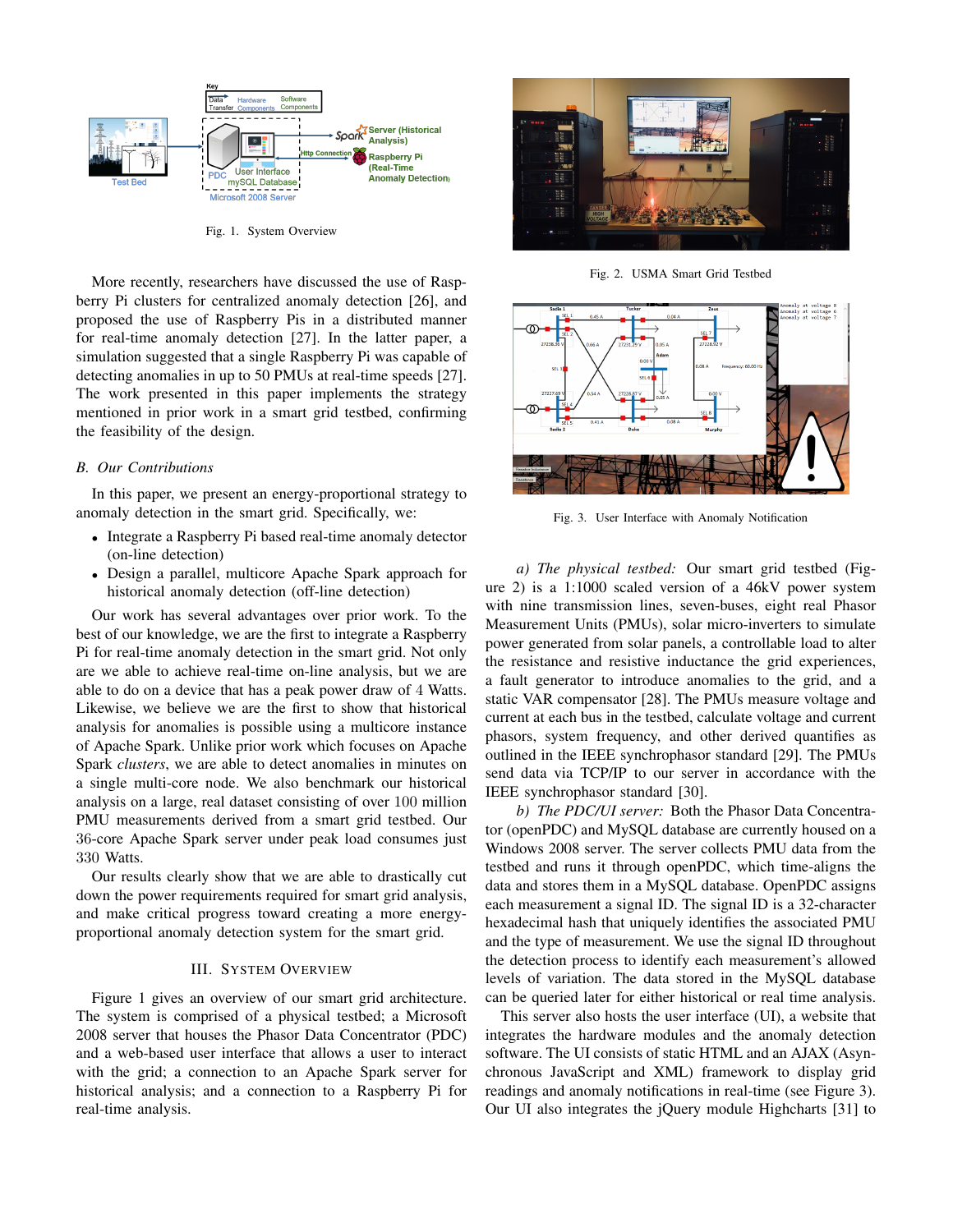Fig. 1. System Overview

More recently, researchers have discussed the use of Raspberry Pi clusters for centralized anomaly detection [26], and proposed the use of Raspberry Pis in a distributed manner for real-time anomaly detection [27]. In the latter paper, a simulation suggested that a single Raspberry Pi was capable of detecting anomalies in up to 50 PMUs at real-time speeds [27]. The work presented in this paper implements the strategy mentioned in prior work in a smart grid testbed, confirming the feasibility of the design.

## B. Our Contributions

In this paper, we present an energy-proportional strategy to anomaly detection in the smart grid. Specifically, we:

- Integrate a Raspberry Pi based real-time anomaly detector (on-line detection)
- Design a parallel, multicore Apache Spark approach for historical anomaly detection (off-line detection)

Our work has several advantages over prior work. To the best of our knowledge, we are the first to integrate a Raspberry Pi for real-time anomaly detection in the smart grid. Not only are we able to achieve real-time on-line analysis, but we are able to do on a device that has a peak power draw of 4 Watts. Likewise, we believe we are the first to show that historical analysis for anomalies is possible using a multicore instance of Apache Spark. Unlike prior work which focuses on Apache Spark *clusters*, we are able to detect anomalies in minutes on a single multi-core node. We also benchmark our historical analysis on a large, real dataset consisting of over 100 million PMU measurements derived from a smart grid testbed. Our 36-core Apache Spark server under peak load consumes just 330 Watts.

Our results clearly show that we are able to drastically cut down the power requirements required for smart grid analysis, and make critical progress toward creating a more energy-proportional anomaly detection system for the smart grid.

# III. System Overview

Figure 1 gives an overview of our smart grid architecture. The system is comprised of a physical testbed; a Microsoft 2008 server that houses the Phasor Data Concentrator (PDC) and a web-based user interface that allows a user to interact with the grid; a connection to an Apache Spark server for historical analysis; and a connection to a Raspberry Pi for real-time analysis.

Fig. 2. USMA Smart Grid Testbed

Fig. 3. User Interface with Anomaly Notification

*a) The physical testbed:* Our smart grid testbed (Figure 2) is a 1:1000 scaled version of a 46kV power system with nine transmission lines, seven-buses, eight real Phasor Measurement Units (PMUs), solar micro-inverters to simulate power generated from solar panels, a controllable load to alter the resistance and resistive inductance the grid experiences, a fault generator to introduce anomalies to the grid, and a static VAR compensator [28]. The PMUs measure voltage and current at each bus in the testbed, calculate voltage and current phasors, system frequency, and other derived quantifies as outlined in the IEEE synchrophasor standard [29]. The PMUs send data via TCP/IP to our server in accordance with the IEEE synchrophasor standard [30].

*b) The PDC/UI server:* Both the Phasor Data Concentrator (openPDC) and MySQL database are currently housed on a Windows 2008 server. The server collects PMU data from the testbed and runs it through openPDC, which time-aligns the data and stores them in a MySQL database. OpenPDC assigns each measurement a signal ID. The signal ID is a 32-character hexadecimal hash that uniquely identifies the associated PMU and the type of measurement. We use the signal ID throughout the detection process to identify each measurement's allowed levels of variation. The data stored in the MySQL database can be queried later for either historical or real time analysis.

This server also hosts the user interface (UI), a website that integrates the hardware modules and the anomaly detection software. The UI consists of static HTML and an AJAX (Asynchronous JavaScript and XML) framework to display grid readings and anomaly notifications in real-time (see Figure 3). Our UI also integrates the jQuery module Highcharts [31] to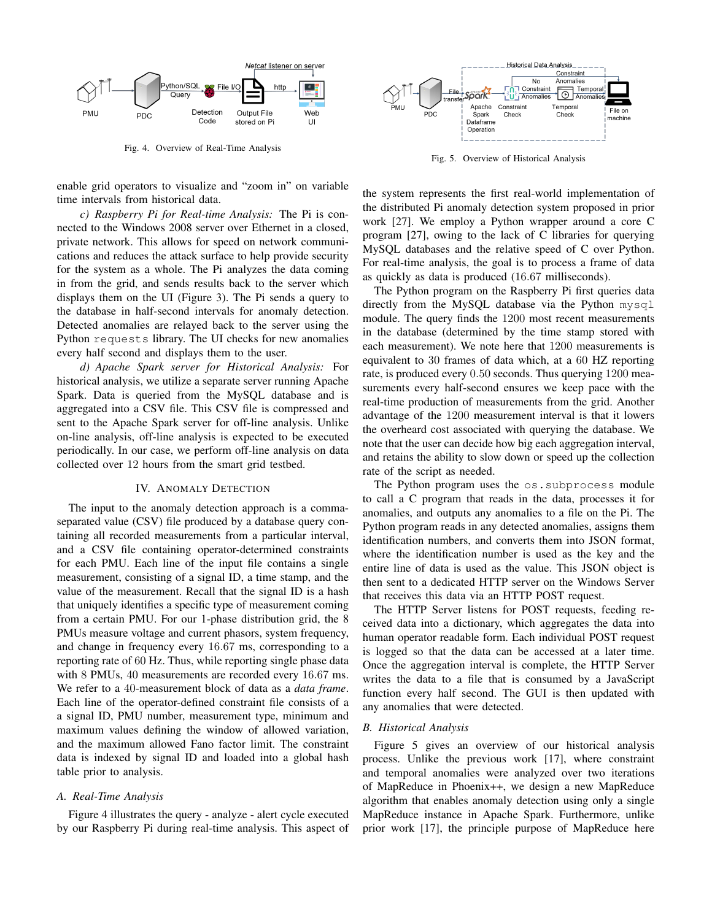Fig. 4. Overview of Real-Time Analysis

Fig. 5. Overview of Historical Analysis

enable grid operators to visualize and "zoom in" on variable time intervals from historical data.

*c) Raspberry Pi for Real-time Analysis:* The Pi is connected to the Windows 2008 server over Ethernet in a closed, private network. This allows for speed on network communications and reduces the attack surface to help provide security for the system as a whole. The Pi analyzes the data coming in from the grid, and sends results back to the server which displays them on the UI (Figure 3). The Pi sends a query to the database in half-second intervals for anomaly detection. Detected anomalies are relayed back to the server using the Python `requests` library. The UI checks for new anomalies every half second and displays them to the user.

*d) Apache Spark server for Historical Analysis:* For historical analysis, we utilize a separate server running Apache Spark. Data is queried from the MySQL database and is aggregated into a CSV file. This CSV file is compressed and sent to the Apache Spark server for off-line analysis. Unlike on-line analysis, off-line analysis is expected to be executed periodically. In our case, we perform off-line analysis on data collected over 12 hours from the smart grid testbed.

## IV. Anomaly Detection

The input to the anomaly detection approach is a comma-separated value (CSV) file produced by a database query containing all recorded measurements from a particular interval, and a CSV file containing operator-determined constraints for each PMU. Each line of the input file contains a single measurement, consisting of a signal ID, a time stamp, and the value of the measurement. Recall that the signal ID is a hash that uniquely identifies a specific type of measurement coming from a certain PMU. For our 1-phase distribution grid, the 8 PMUs measure voltage and current phasors, system frequency, and change in frequency every 16.67 ms, corresponding to a reporting rate of 60 Hz. Thus, while reporting single phase data with 8 PMUs, 40 measurements are recorded every 16.67 ms. We refer to a 40-measurement block of data as a *data frame*. Each line of the operator-defined constraint file consists of a a signal ID, PMU number, measurement type, minimum and maximum values defining the window of allowed variation, and the maximum allowed Fano factor limit. The constraint data is indexed by signal ID and loaded into a global hash table prior to analysis.

### A. Real-Time Analysis

Figure 4 illustrates the query - analyze - alert cycle executed by our Raspberry Pi during real-time analysis. This aspect of the system represents the first real-world implementation of the distributed Pi anomaly detection system proposed in prior work [27]. We employ a Python wrapper around a core C program [27], owing to the lack of C libraries for querying MySQL databases and the relative speed of C over Python. For real-time analysis, the goal is to process a frame of data as quickly as data is produced (16.67 milliseconds).

The Python program on the Raspberry Pi first queries data directly from the MySQL database via the Python `mysql` module. The query finds the 1200 most recent measurements in the database (determined by the time stamp stored with each measurement). We note here that 1200 measurements is equivalent to 30 frames of data which, at a 60 HZ reporting rate, is produced every 0.50 seconds. Thus querying 1200 measurements every half-second ensures we keep pace with the real-time production of measurements from the grid. Another advantage of the 1200 measurement interval is that it lowers the overheard cost associated with querying the database. We note that the user can decide how big each aggregation interval, and retains the ability to slow down or speed up the collection rate of the script as needed.

The Python program uses the `os.subprocess` module to call a C program that reads in the data, processes it for anomalies, and outputs any anomalies to a file on the Pi. The Python program reads in any detected anomalies, assigns them identification numbers, and converts them into JSON format, where the identification number is used as the key and the entire line of data is used as the value. This JSON object is then sent to a dedicated HTTP server on the Windows Server that receives this data via an HTTP POST request.

The HTTP Server listens for POST requests, feeding received data into a dictionary, which aggregates the data into human operator readable form. Each individual POST request is logged so that the data can be accessed at a later time. Once the aggregation interval is complete, the HTTP Server writes the data to a file that is consumed by a JavaScript function every half second. The GUI is then updated with any anomalies that were detected.

### B. Historical Analysis

Figure 5 gives an overview of our historical analysis process. Unlike the previous work [17], where constraint and temporal anomalies were analyzed over two iterations of MapReduce in Phoenix++, we design a new MapReduce algorithm that enables anomaly detection using only a single MapReduce instance in Apache Spark. Furthermore, unlike prior work [17], the principle purpose of MapReduce here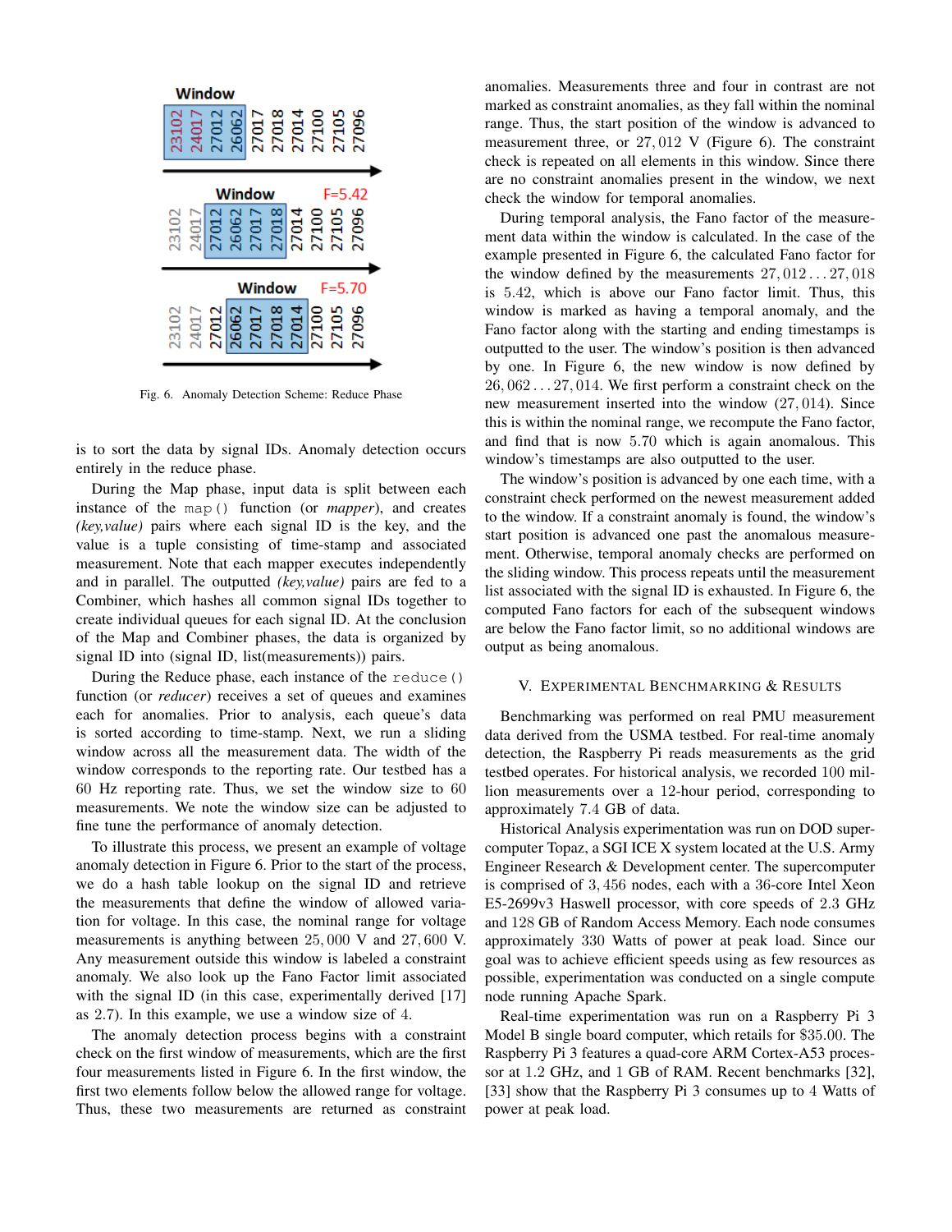Fig. 6. Anomaly Detection Scheme: Reduce Phase

is to sort the data by signal IDs. Anomaly detection occurs entirely in the reduce phase.

During the Map phase, input data is split between each instance of the `map()` function (or *mapper*), and creates *(key,value)* pairs where each signal ID is the key, and the value is a tuple consisting of time-stamp and associated measurement. Note that each mapper executes independently and in parallel. The outputted *(key,value)* pairs are fed to a Combiner, which hashes all common signal IDs together to create individual queues for each signal ID. At the conclusion of the Map and Combiner phases, the data is organized by signal ID into (signal ID, list(measurements)) pairs.

During the Reduce phase, each instance of the `reduce()` function (or *reducer*) receives a set of queues and examines each for anomalies. Prior to analysis, each queue's data is sorted according to time-stamp. Next, we run a sliding window across all the measurement data. The width of the window corresponds to the reporting rate. Our testbed has a 60 Hz reporting rate. Thus, we set the window size to 60 measurements. We note the window size can be adjusted to fine tune the performance of anomaly detection.

To illustrate this process, we present an example of voltage anomaly detection in Figure 6. Prior to the start of the process, we do a hash table lookup on the signal ID and retrieve the measurements that define the window of allowed variation for voltage. In this case, the nominal range for voltage measurements is anything between $25,000$ V and $27,600$ V. Any measurement outside this window is labeled a constraint anomaly. We also look up the Fano Factor limit associated with the signal ID (in this case, experimentally derived [17] as 2.7). In this example, we use a window size of $4$.

The anomaly detection process begins with a constraint check on the first window of measurements, which are the first four measurements listed in Figure 6. In the first window, the first two elements follow below the allowed range for voltage. Thus, these two measurements are returned as constraint anomalies. Measurements three and four in contrast are not marked as constraint anomalies, as they fall within the nominal range. Thus, the start position of the window is advanced to measurement three, or $27,012$ V (Figure 6). The constraint check is repeated on all elements in this window. Since there are no constraint anomalies present in the window, we next check the window for temporal anomalies.

During temporal analysis, the Fano factor of the measurement data within the window is calculated. In the case of the example presented in Figure 6, the calculated Fano factor for the window defined by the measurements $27,012 \ldots 27,018$ is $5.42$, which is above our Fano factor limit. Thus, this window is marked as having a temporal anomaly, and the Fano factor along with the starting and ending timestamps is outputted to the user. The window's position is then advanced by one. In Figure 6, the new window is now defined by $26,062 \ldots 27,014$. We first perform a constraint check on the new measurement inserted into the window $(27,014)$. Since this is within the nominal range, we recompute the Fano factor, and find that is now $5.70$ which is again anomalous. This window's timestamps are also outputted to the user.

The window's position is advanced by one each time, with a constraint check performed on the newest measurement added to the window. If a constraint anomaly is found, the window's start position is advanced one past the anomalous measurement. Otherwise, temporal anomaly checks are performed on the sliding window. This process repeats until the measurement list associated with the signal ID is exhausted. In Figure 6, the computed Fano factors for each of the subsequent windows are below the Fano factor limit, so no additional windows are output as being anomalous.

## V. Experimental Benchmarking & Results

Benchmarking was performed on real PMU measurement data derived from the USMA testbed. For real-time anomaly detection, the Raspberry Pi reads measurements as the grid testbed operates. For historical analysis, we recorded $100$ million measurements over a $12$-hour period, corresponding to approximately $7.4$ GB of data.

Historical Analysis experimentation was run on DOD supercomputer Topaz, a SGI ICE X system located at the U.S. Army Engineer Research & Development center. The supercomputer is comprised of $3,456$ nodes, each with a $36$-core Intel Xeon E5-2699v3 Haswell processor, with core speeds of $2.3$ GHz and $128$ GB of Random Access Memory. Each node consumes approximately $330$ Watts of power at peak load. Since our goal was to achieve efficient speeds using as few resources as possible, experimentation was conducted on a single compute node running Apache Spark.

Real-time experimentation was run on a Raspberry Pi 3 Model B single board computer, which retails for \$35.00. The Raspberry Pi 3 features a quad-core ARM Cortex-A53 processor at $1.2$ GHz, and $1$ GB of RAM. Recent benchmarks [32], [33] show that the Raspberry Pi 3 consumes up to $4$ Watts of power at peak load.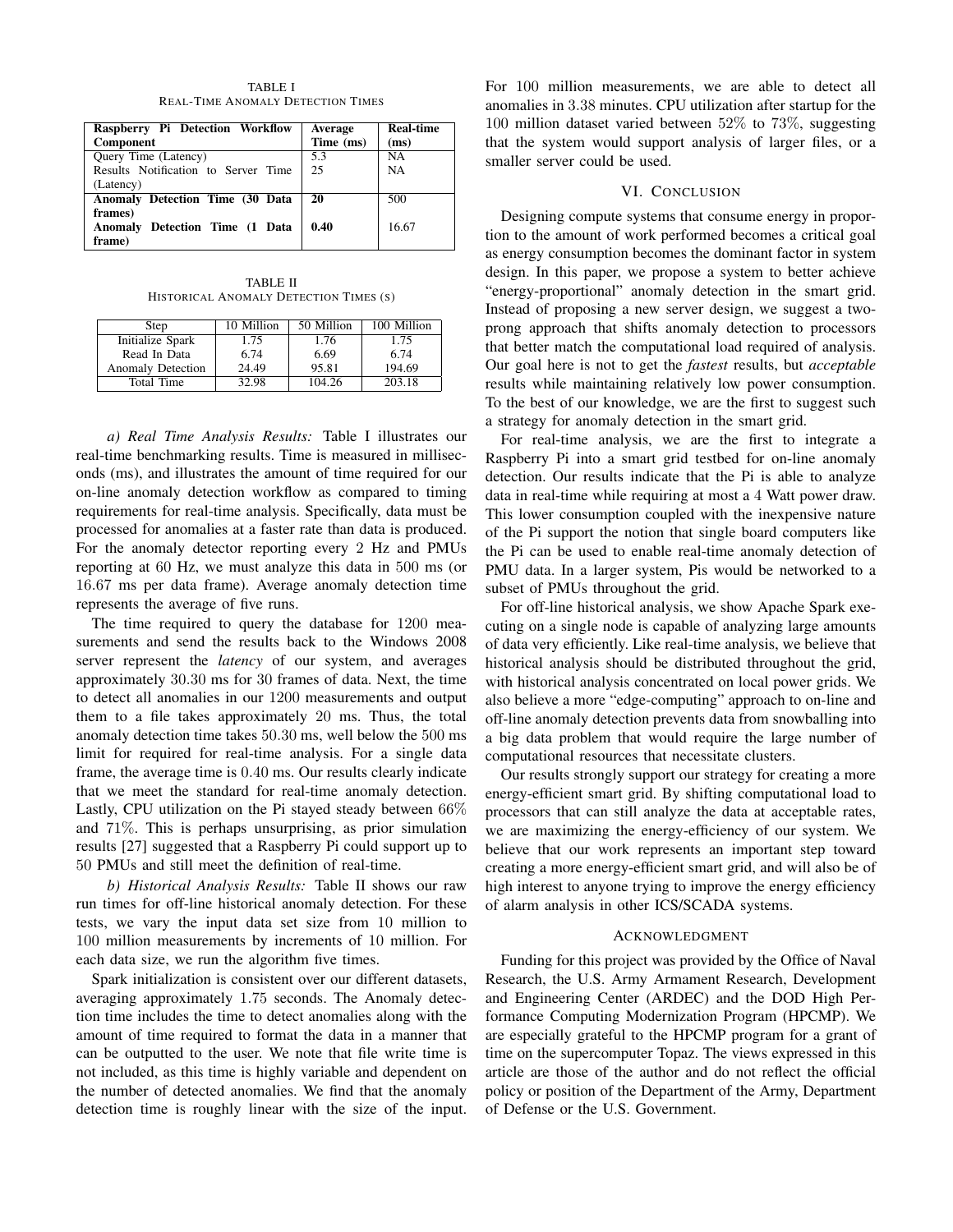TABLE I
REAL-TIME ANOMALY DETECTION TIMES

| Raspberry Pi Detection Workflow Component | Average Time (ms) | Real-time (ms) |
|---|---|---|
| Query Time (Latency) | 5.3 | NA |
| Results Notification to Server Time (Latency) | 25 | NA |
| **Anomaly Detection Time (30 Data frames)** | **20** | 500 |
| **Anomaly Detection Time (1 Data frame)** | **0.40** | 16.67 |

TABLE II
HISTORICAL ANOMALY DETECTION TIMES (S)

| Step | 10 Million | 50 Million | 100 Million |
|---|---|---|---|
| Initialize Spark | 1.75 | 1.76 | 1.75 |
| Read In Data | 6.74 | 6.69 | 6.74 |
| Anomaly Detection | 24.49 | 95.81 | 194.69 |
| Total Time | 32.98 | 104.26 | 203.18 |

*a) Real Time Analysis Results:* Table I illustrates our real-time benchmarking results. Time is measured in milliseconds (ms), and illustrates the amount of time required for our on-line anomaly detection workflow as compared to timing requirements for real-time analysis. Specifically, data must be processed for anomalies at a faster rate than data is produced. For the anomaly detector reporting every 2 Hz and PMUs reporting at 60 Hz, we must analyze this data in 500 ms (or 16.67 ms per data frame). Average anomaly detection time represents the average of five runs.

The time required to query the database for 1200 measurements and send the results back to the Windows 2008 server represent the *latency* of our system, and averages approximately 30.30 ms for 30 frames of data. Next, the time to detect all anomalies in our 1200 measurements and output them to a file takes approximately 20 ms. Thus, the total anomaly detection time takes 50.30 ms, well below the 500 ms limit for required for real-time analysis. For a single data frame, the average time is 0.40 ms. Our results clearly indicate that we meet the standard for real-time anomaly detection. Lastly, CPU utilization on the Pi stayed steady between 66% and 71%. This is perhaps unsurprising, as prior simulation results [27] suggested that a Raspberry Pi could support up to 50 PMUs and still meet the definition of real-time.

*b) Historical Analysis Results:* Table II shows our raw run times for off-line historical anomaly detection. For these tests, we vary the input data set size from 10 million to 100 million measurements by increments of 10 million. For each data size, we run the algorithm five times.

Spark initialization is consistent over our different datasets, averaging approximately 1.75 seconds. The Anomaly detection time includes the time to detect anomalies along with the amount of time required to format the data in a manner that can be outputted to the user. We note that file write time is not included, as this time is highly variable and dependent on the number of detected anomalies. We find that the anomaly detection time is roughly linear with the size of the input. For 100 million measurements, we are able to detect all anomalies in 3.38 minutes. CPU utilization after startup for the 100 million dataset varied between 52% to 73%, suggesting that the system would support analysis of larger files, or a smaller server could be used.

## VI. CONCLUSION

Designing compute systems that consume energy in proportion to the amount of work performed becomes a critical goal as energy consumption becomes the dominant factor in system design. In this paper, we propose a system to better achieve "energy-proportional" anomaly detection in the smart grid. Instead of proposing a new server design, we suggest a two-prong approach that shifts anomaly detection to processors that better match the computational load required of analysis. Our goal here is not to get the *fastest* results, but *acceptable* results while maintaining relatively low power consumption. To the best of our knowledge, we are the first to suggest such a strategy for anomaly detection in the smart grid.

For real-time analysis, we are the first to integrate a Raspberry Pi into a smart grid testbed for on-line anomaly detection. Our results indicate that the Pi is able to analyze data in real-time while requiring at most a 4 Watt power draw. This lower consumption coupled with the inexpensive nature of the Pi support the notion that single board computers like the Pi can be used to enable real-time anomaly detection of PMU data. In a larger system, Pis would be networked to a subset of PMUs throughout the grid.

For off-line historical analysis, we show Apache Spark executing on a single node is capable of analyzing large amounts of data very efficiently. Like real-time analysis, we believe that historical analysis should be distributed throughout the grid, with historical analysis concentrated on local power grids. We also believe a more "edge-computing" approach to on-line and off-line anomaly detection prevents data from snowballing into a big data problem that would require the large number of computational resources that necessitate clusters.

Our results strongly support our strategy for creating a more energy-efficient smart grid. By shifting computational load to processors that can still analyze the data at acceptable rates, we are maximizing the energy-efficiency of our system. We believe that our work represents an important step toward creating a more energy-efficient smart grid, and will also be of high interest to anyone trying to improve the energy efficiency of alarm analysis in other ICS/SCADA systems.

## ACKNOWLEDGMENT

Funding for this project was provided by the Office of Naval Research, the U.S. Army Armament Research, Development and Engineering Center (ARDEC) and the DOD High Performance Computing Modernization Program (HPCMP). We are especially grateful to the HPCMP program for a grant of time on the supercomputer Topaz. The views expressed in this article are those of the author and do not reflect the official policy or position of the Department of the Army, Department of Defense or the U.S. Government.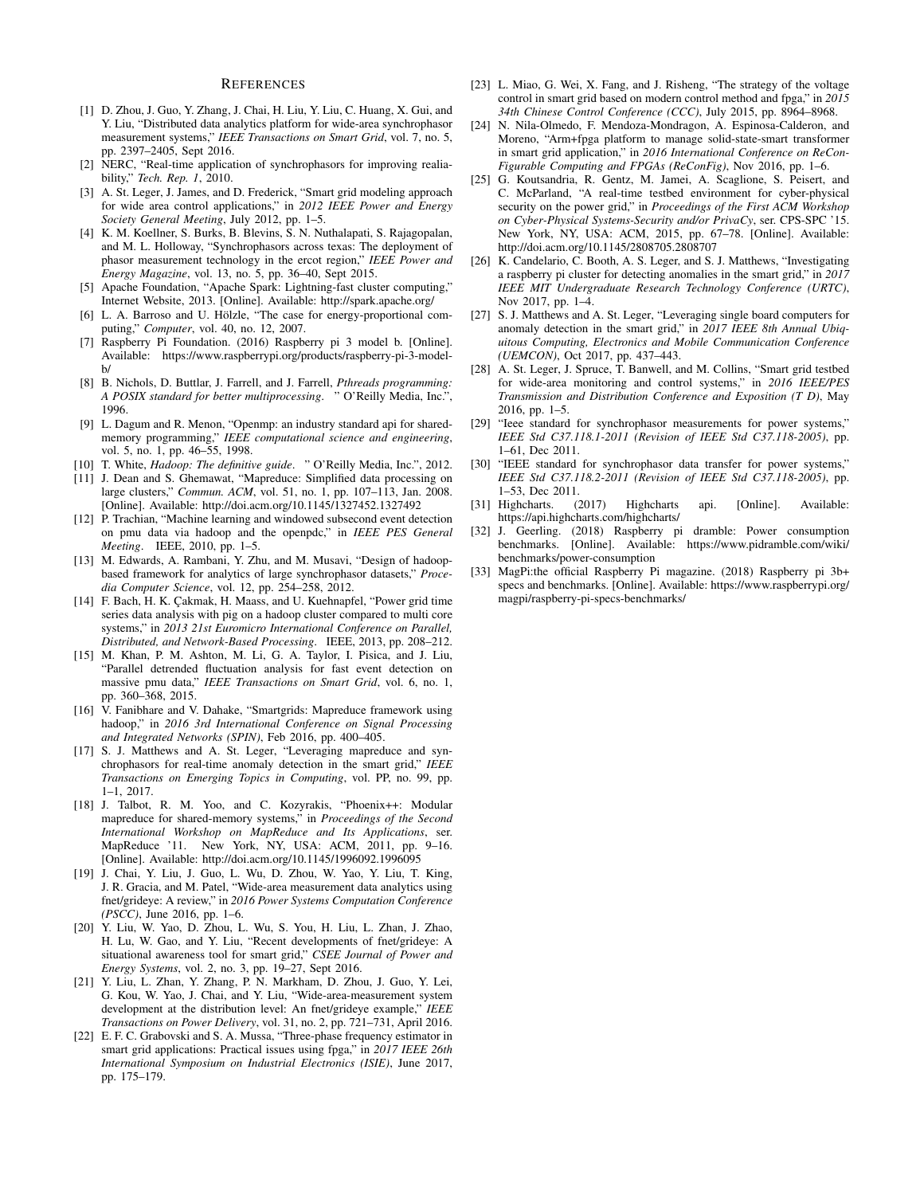## REFERENCES

[1] D. Zhou, J. Guo, Y. Zhang, J. Chai, H. Liu, Y. Liu, C. Huang, X. Gui, and Y. Liu, "Distributed data analytics platform for wide-area synchrophasor measurement systems," *IEEE Transactions on Smart Grid*, vol. 7, no. 5, pp. 2397–2405, Sept 2016.

[2] NERC, "Real-time application of synchrophasors for improving realiability," *Tech. Rep. 1*, 2010.

[3] A. St. Leger, J. James, and D. Frederick, "Smart grid modeling approach for wide area control applications," in *2012 IEEE Power and Energy Society General Meeting*, July 2012, pp. 1–5.

[4] K. M. Koellner, S. Burks, B. Blevins, S. N. Nuthalapati, S. Rajagopalan, and M. L. Holloway, "Synchrophasors across texas: The deployment of phasor measurement technology in the ercot region," *IEEE Power and Energy Magazine*, vol. 13, no. 5, pp. 36–40, Sept 2015.

[5] Apache Foundation, "Apache Spark: Lightning-fast cluster computing," Internet Website, 2013. [Online]. Available: http://spark.apache.org/

[6] L. A. Barroso and U. Hölzle, "The case for energy-proportional computing," *Computer*, vol. 40, no. 12, 2007.

[7] Raspberry Pi Foundation. (2016) Raspberry pi 3 model b. [Online]. Available: https://www.raspberrypi.org/products/raspberry-pi-3-model-b/

[8] B. Nichols, D. Buttlar, J. Farrell, and J. Farrell, *Pthreads programming: A POSIX standard for better multiprocessing*. " O'Reilly Media, Inc.", 1996.

[9] L. Dagum and R. Menon, "Openmp: an industry standard api for shared-memory programming," *IEEE computational science and engineering*, vol. 5, no. 1, pp. 46–55, 1998.

[10] T. White, *Hadoop: The definitive guide*. " O'Reilly Media, Inc.", 2012.

[11] J. Dean and S. Ghemawat, "Mapreduce: Simplified data processing on large clusters," *Commun. ACM*, vol. 51, no. 1, pp. 107–113, Jan. 2008. [Online]. Available: http://doi.acm.org/10.1145/1327452.1327492

[12] P. Trachian, "Machine learning and windowed subsecond event detection on pmu data via hadoop and the openpdc," in *IEEE PES General Meeting*. IEEE, 2010, pp. 1–5.

[13] M. Edwards, A. Rambani, Y. Zhu, and M. Musavi, "Design of hadoop-based framework for analytics of large synchrophasor datasets," *Procedia Computer Science*, vol. 12, pp. 254–258, 2012.

[14] F. Bach, H. K. Çakmak, H. Maass, and U. Kuehnapfel, "Power grid time series data analysis with pig on a hadoop cluster compared to multi core systems," in *2013 21st Euromicro International Conference on Parallel, Distributed, and Network-Based Processing*. IEEE, 2013, pp. 208–212.

[15] M. Khan, P. M. Ashton, M. Li, G. A. Taylor, I. Pisica, and J. Liu, "Parallel detrended fluctuation analysis for fast event detection on massive pmu data," *IEEE Transactions on Smart Grid*, vol. 6, no. 1, pp. 360–368, 2015.

[16] V. Fanibhare and V. Dahake, "Smartgrids: Mapreduce framework using hadoop," in *2016 3rd International Conference on Signal Processing and Integrated Networks (SPIN)*, Feb 2016, pp. 400–405.

[17] S. J. Matthews and A. St. Leger, "Leveraging mapreduce and synchrophasors for real-time anomaly detection in the smart grid," *IEEE Transactions on Emerging Topics in Computing*, vol. PP, no. 99, pp. 1–1, 2017.

[18] J. Talbot, R. M. Yoo, and C. Kozyrakis, "Phoenix++: Modular mapreduce for shared-memory systems," in *Proceedings of the Second International Workshop on MapReduce and Its Applications*, ser. MapReduce '11. New York, NY, USA: ACM, 2011, pp. 9–16. [Online]. Available: http://doi.acm.org/10.1145/1996092.1996095

[19] J. Chai, Y. Liu, J. Guo, L. Wu, D. Zhou, W. Yao, Y. Liu, T. King, J. R. Gracia, and M. Patel, "Wide-area measurement data analytics using fnet/grideye: A review," in *2016 Power Systems Computation Conference (PSCC)*, June 2016, pp. 1–6.

[20] Y. Liu, W. Yao, D. Zhou, L. Wu, S. You, H. Liu, L. Zhan, J. Zhao, H. Lu, W. Gao, and Y. Liu, "Recent developments of fnet/grideye: A situational awareness tool for smart grid," *CSEE Journal of Power and Energy Systems*, vol. 2, no. 3, pp. 19–27, Sept 2016.

[21] Y. Liu, L. Zhan, Y. Zhang, P. N. Markham, D. Zhou, J. Guo, Y. Lei, G. Kou, W. Yao, J. Chai, and Y. Liu, "Wide-area-measurement system development at the distribution level: An fnet/grideye example," *IEEE Transactions on Power Delivery*, vol. 31, no. 2, pp. 721–731, April 2016.

[22] E. F. C. Grabovski and S. A. Mussa, "Three-phase frequency estimator in smart grid applications: Practical issues using fpga," in *2017 IEEE 26th International Symposium on Industrial Electronics (ISIE)*, June 2017, pp. 175–179.

[23] L. Miao, G. Wei, X. Fang, and J. Risheng, "The strategy of the voltage control in smart grid based on modern control method and fpga," in *2015 34th Chinese Control Conference (CCC)*, July 2015, pp. 8964–8968.

[24] N. Nila-Olmedo, F. Mendoza-Mondragon, A. Espinosa-Calderon, and Moreno, "Arm+fpga platform to manage solid-state-smart transformer in smart grid application," in *2016 International Conference on ReConFigurable Computing and FPGAs (ReConFig)*, Nov 2016, pp. 1–6.

[25] G. Koutsandria, R. Gentz, M. Jamei, A. Scaglione, S. Peisert, and C. McParland, "A real-time testbed environment for cyber-physical security on the power grid," in *Proceedings of the First ACM Workshop on Cyber-Physical Systems-Security and/or PrivaCy*, ser. CPS-SPC '15. New York, NY, USA: ACM, 2015, pp. 67–78. [Online]. Available: http://doi.acm.org/10.1145/2808705.2808707

[26] K. Candelario, C. Booth, A. S. Leger, and S. J. Matthews, "Investigating a raspberry pi cluster for detecting anomalies in the smart grid," in *2017 IEEE MIT Undergraduate Research Technology Conference (URTC)*, Nov 2017, pp. 1–4.

[27] S. J. Matthews and A. St. Leger, "Leveraging single board computers for anomaly detection in the smart grid," in *2017 IEEE 8th Annual Ubiquitous Computing, Electronics and Mobile Communication Conference (UEMCON)*, Oct 2017, pp. 437–443.

[28] A. St. Leger, J. Spruce, T. Banwell, and M. Collins, "Smart grid testbed for wide-area monitoring and control systems," in *2016 IEEE/PES Transmission and Distribution Conference and Exposition (T D)*, May 2016, pp. 1–5.

[29] "Ieee standard for synchrophasor measurements for power systems," *IEEE Std C37.118.1-2011 (Revision of IEEE Std C37.118-2005)*, pp. 1–61, Dec 2011.

[30] "IEEE standard for synchrophasor data transfer for power systems," *IEEE Std C37.118.2-2011 (Revision of IEEE Std C37.118-2005)*, pp. 1–53, Dec 2011.

[31] Highcharts. (2017) Highcharts api. [Online]. Available: https://api.highcharts.com/highcharts/

[32] J. Geerling. (2018) Raspberry pi dramble: Power consumption benchmarks. [Online]. Available: https://www.pidramble.com/wiki/benchmarks/power-consumption

[33] MagPi:the official Raspberry Pi magazine. (2018) Raspberry pi 3b+ specs and benchmarks. [Online]. Available: https://www.raspberrypi.org/magpi/raspberry-pi-specs-benchmarks/